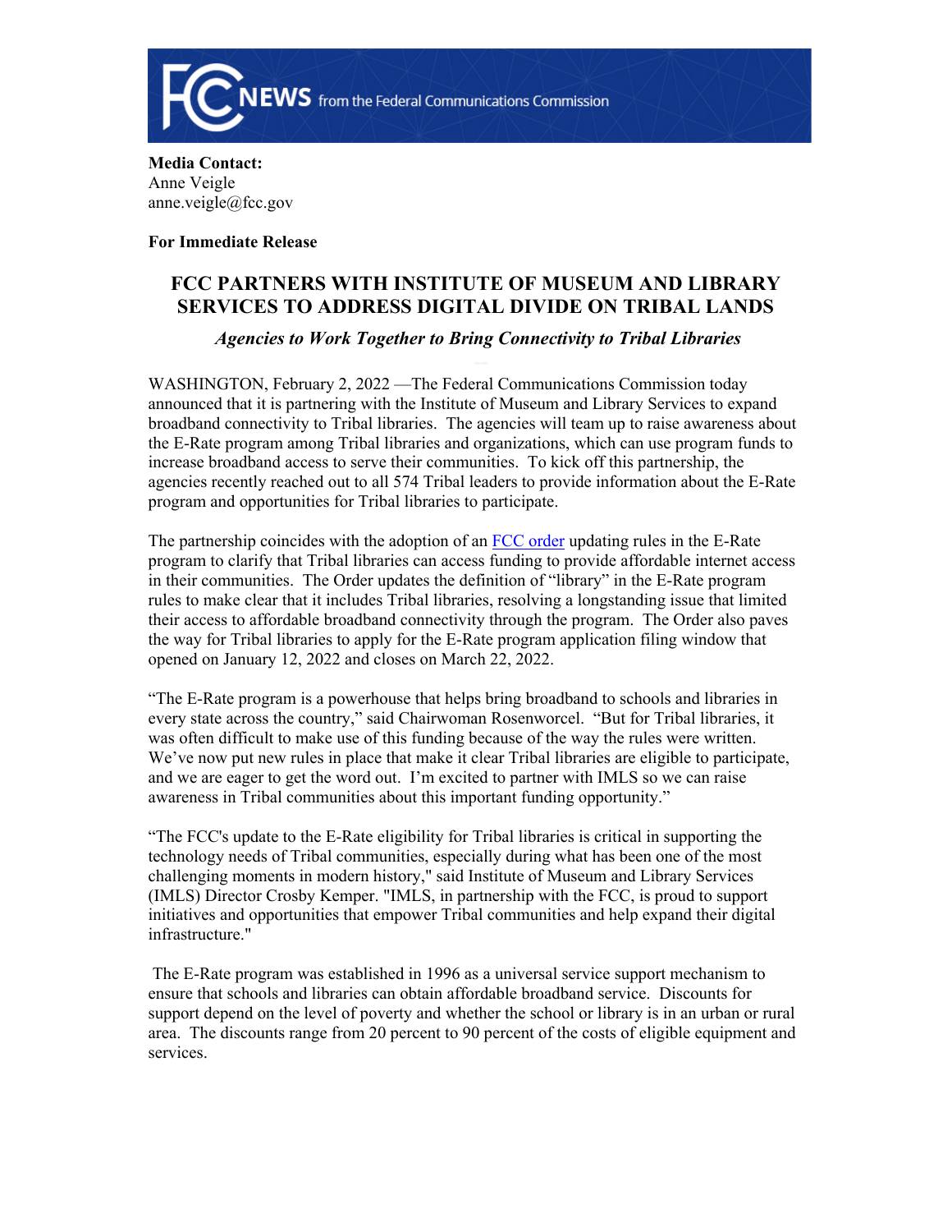**FCC NEWS** from the Federal Communications Commission

**Media Contact:**
Anne Veigle
anne.veigle@fcc.gov

**For Immediate Release**

# FCC PARTNERS WITH INSTITUTE OF MUSEUM AND LIBRARY SERVICES TO ADDRESS DIGITAL DIVIDE ON TRIBAL LANDS

***Agencies to Work Together to Bring Connectivity to Tribal Libraries***

WASHINGTON, February 2, 2022 —The Federal Communications Commission today announced that it is partnering with the Institute of Museum and Library Services to expand broadband connectivity to Tribal libraries. The agencies will team up to raise awareness about the E-Rate program among Tribal libraries and organizations, which can use program funds to increase broadband access to serve their communities. To kick off this partnership, the agencies recently reached out to all 574 Tribal leaders to provide information about the E-Rate program and opportunities for Tribal libraries to participate.

The partnership coincides with the adoption of an FCC order updating rules in the E-Rate program to clarify that Tribal libraries can access funding to provide affordable internet access in their communities. The Order updates the definition of "library" in the E-Rate program rules to make clear that it includes Tribal libraries, resolving a longstanding issue that limited their access to affordable broadband connectivity through the program. The Order also paves the way for Tribal libraries to apply for the E-Rate program application filing window that opened on January 12, 2022 and closes on March 22, 2022.

"The E-Rate program is a powerhouse that helps bring broadband to schools and libraries in every state across the country," said Chairwoman Rosenworcel. "But for Tribal libraries, it was often difficult to make use of this funding because of the way the rules were written. We've now put new rules in place that make it clear Tribal libraries are eligible to participate, and we are eager to get the word out. I'm excited to partner with IMLS so we can raise awareness in Tribal communities about this important funding opportunity."

"The FCC's update to the E-Rate eligibility for Tribal libraries is critical in supporting the technology needs of Tribal communities, especially during what has been one of the most challenging moments in modern history," said Institute of Museum and Library Services (IMLS) Director Crosby Kemper. "IMLS, in partnership with the FCC, is proud to support initiatives and opportunities that empower Tribal communities and help expand their digital infrastructure."

The E-Rate program was established in 1996 as a universal service support mechanism to ensure that schools and libraries can obtain affordable broadband service. Discounts for support depend on the level of poverty and whether the school or library is in an urban or rural area. The discounts range from 20 percent to 90 percent of the costs of eligible equipment and services.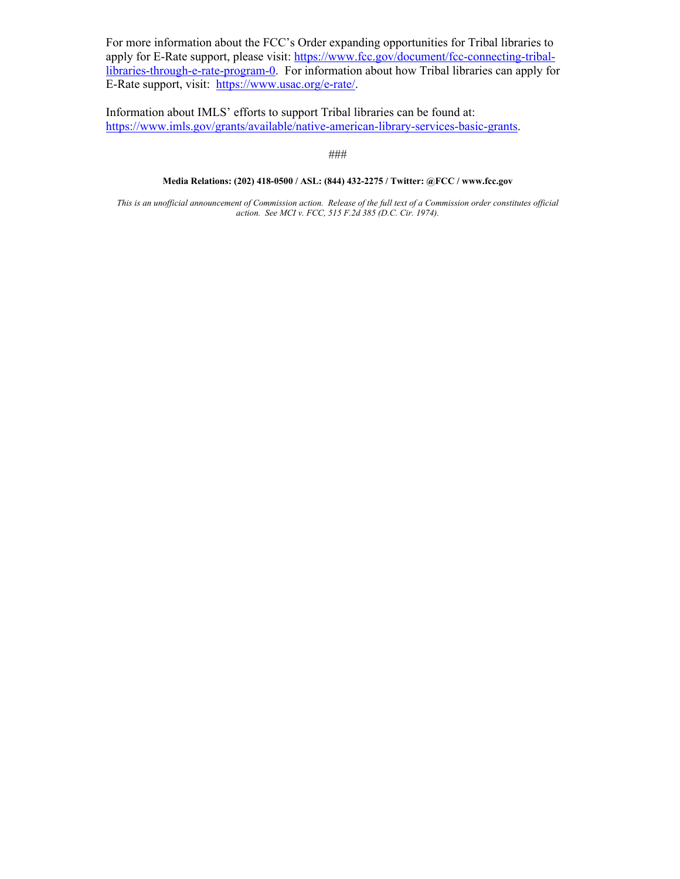For more information about the FCC's Order expanding opportunities for Tribal libraries to apply for E-Rate support, please visit: [https://www.fcc.gov/document/fcc-connecting-tribal-libraries-through-e-rate-program-0](https://www.fcc.gov/document/fcc-connecting-tribal-libraries-through-e-rate-program-0). For information about how Tribal libraries can apply for E-Rate support, visit: [https://www.usac.org/e-rate/](https://www.usac.org/e-rate/).

Information about IMLS' efforts to support Tribal libraries can be found at: [https://www.imls.gov/grants/available/native-american-library-services-basic-grants](https://www.imls.gov/grants/available/native-american-library-services-basic-grants).

###

**Media Relations: (202) 418-0500 / ASL: (844) 432-2275 / Twitter: @FCC / www.fcc.gov**

*This is an unofficial announcement of Commission action. Release of the full text of a Commission order constitutes official action. See MCI v. FCC, 515 F.2d 385 (D.C. Cir. 1974).*